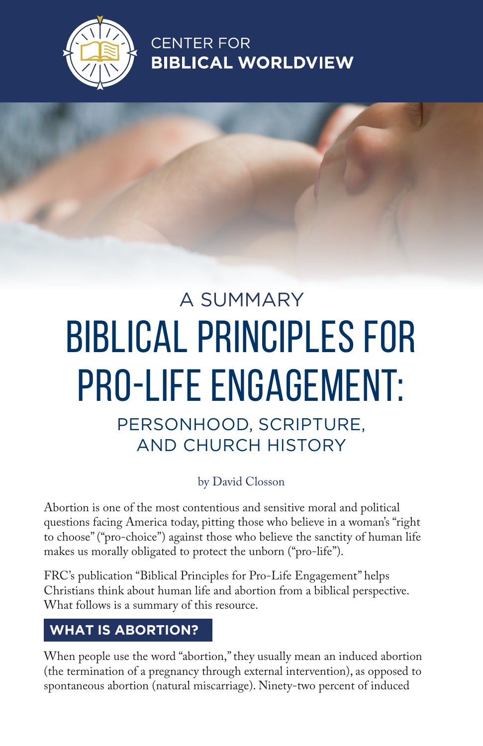CENTER FOR **BIBLICAL WORLDVIEW**

A SUMMARY

# BIBLICAL PRINCIPLES FOR PRO-LIFE ENGAGEMENT:

## PERSONHOOD, SCRIPTURE, AND CHURCH HISTORY

by David Closson

Abortion is one of the most contentious and sensitive moral and political questions facing America today, pitting those who believe in a woman's "right to choose" ("pro-choice") against those who believe the sanctity of human life makes us morally obligated to protect the unborn ("pro-life").

FRC's publication "Biblical Principles for Pro-Life Engagement" helps Christians think about human life and abortion from a biblical perspective. What follows is a summary of this resource.

## WHAT IS ABORTION?

When people use the word "abortion," they usually mean an induced abortion (the termination of a pregnancy through external intervention), as opposed to spontaneous abortion (natural miscarriage). Ninety-two percent of induced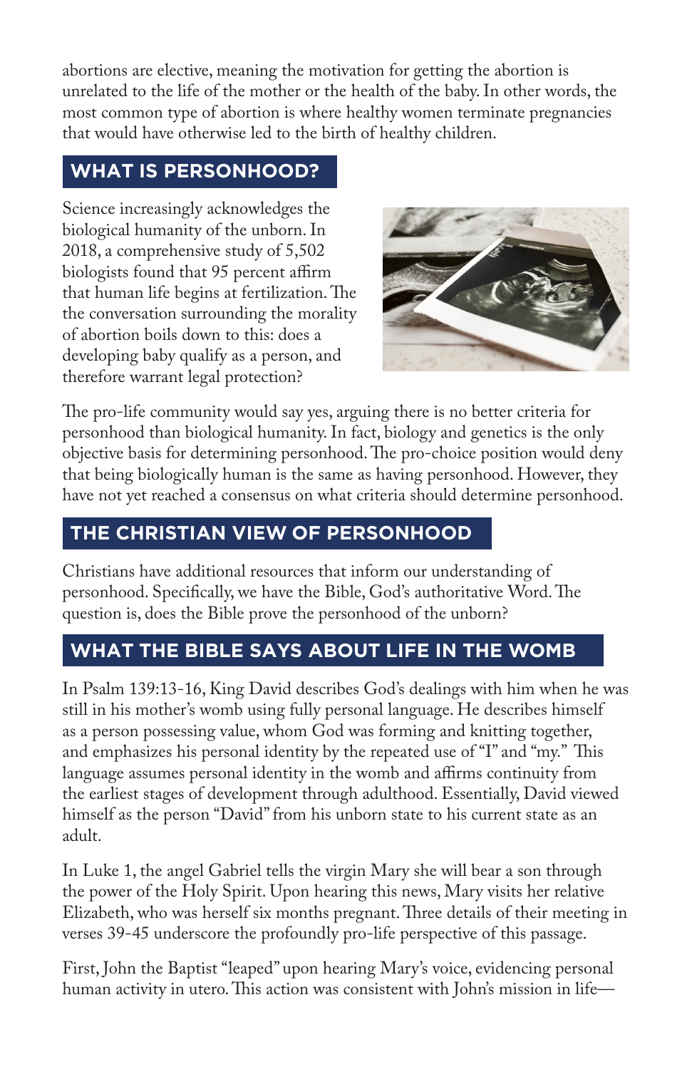abortions are elective, meaning the motivation for getting the abortion is unrelated to the life of the mother or the health of the baby. In other words, the most common type of abortion is where healthy women terminate pregnancies that would have otherwise led to the birth of healthy children.

## WHAT IS PERSONHOOD?

Science increasingly acknowledges the biological humanity of the unborn. In 2018, a comprehensive study of 5,502 biologists found that 95 percent affirm that human life begins at fertilization. The the conversation surrounding the morality of abortion boils down to this: does a developing baby qualify as a person, and therefore warrant legal protection?

The pro-life community would say yes, arguing there is no better criteria for personhood than biological humanity. In fact, biology and genetics is the only objective basis for determining personhood. The pro-choice position would deny that being biologically human is the same as having personhood. However, they have not yet reached a consensus on what criteria should determine personhood.

## THE CHRISTIAN VIEW OF PERSONHOOD

Christians have additional resources that inform our understanding of personhood. Specifically, we have the Bible, God's authoritative Word. The question is, does the Bible prove the personhood of the unborn?

## WHAT THE BIBLE SAYS ABOUT LIFE IN THE WOMB

In Psalm 139:13-16, King David describes God's dealings with him when he was still in his mother's womb using fully personal language. He describes himself as a person possessing value, whom God was forming and knitting together, and emphasizes his personal identity by the repeated use of "I" and "my." This language assumes personal identity in the womb and affirms continuity from the earliest stages of development through adulthood. Essentially, David viewed himself as the person "David" from his unborn state to his current state as an adult.

In Luke 1, the angel Gabriel tells the virgin Mary she will bear a son through the power of the Holy Spirit. Upon hearing this news, Mary visits her relative Elizabeth, who was herself six months pregnant. Three details of their meeting in verses 39-45 underscore the profoundly pro-life perspective of this passage.

First, John the Baptist "leaped" upon hearing Mary's voice, evidencing personal human activity in utero. This action was consistent with John's mission in life—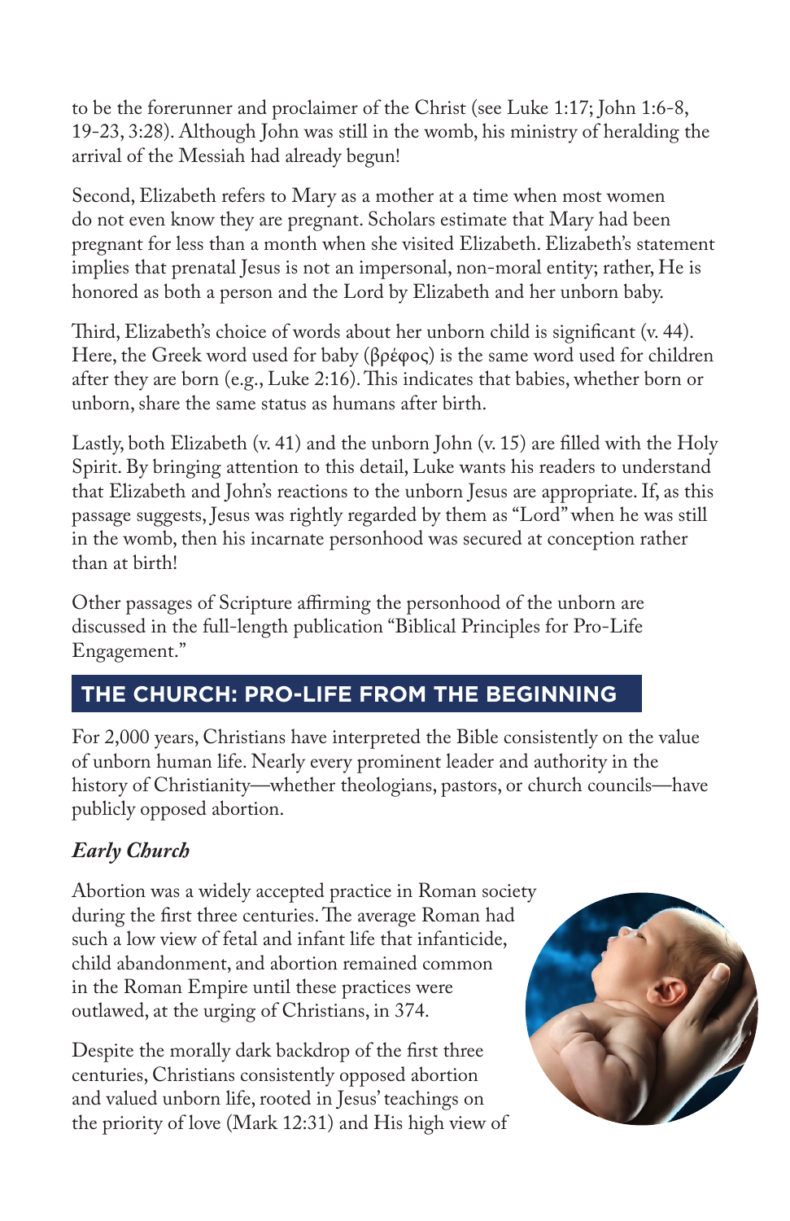to be the forerunner and proclaimer of the Christ (see Luke 1:17; John 1:6-8, 19-23, 3:28). Although John was still in the womb, his ministry of heralding the arrival of the Messiah had already begun!

Second, Elizabeth refers to Mary as a mother at a time when most women do not even know they are pregnant. Scholars estimate that Mary had been pregnant for less than a month when she visited Elizabeth. Elizabeth's statement implies that prenatal Jesus is not an impersonal, non-moral entity; rather, He is honored as both a person and the Lord by Elizabeth and her unborn baby.

Third, Elizabeth's choice of words about her unborn child is significant (v. 44). Here, the Greek word used for baby (βρέφος) is the same word used for children after they are born (e.g., Luke 2:16). This indicates that babies, whether born or unborn, share the same status as humans after birth.

Lastly, both Elizabeth (v. 41) and the unborn John (v. 15) are filled with the Holy Spirit. By bringing attention to this detail, Luke wants his readers to understand that Elizabeth and John's reactions to the unborn Jesus are appropriate. If, as this passage suggests, Jesus was rightly regarded by them as "Lord" when he was still in the womb, then his incarnate personhood was secured at conception rather than at birth!

Other passages of Scripture affirming the personhood of the unborn are discussed in the full-length publication "Biblical Principles for Pro-Life Engagement."

## THE CHURCH: PRO-LIFE FROM THE BEGINNING

For 2,000 years, Christians have interpreted the Bible consistently on the value of unborn human life. Nearly every prominent leader and authority in the history of Christianity—whether theologians, pastors, or church councils—have publicly opposed abortion.

### *Early Church*

Abortion was a widely accepted practice in Roman society during the first three centuries. The average Roman had such a low view of fetal and infant life that infanticide, child abandonment, and abortion remained common in the Roman Empire until these practices were outlawed, at the urging of Christians, in 374.

Despite the morally dark backdrop of the first three centuries, Christians consistently opposed abortion and valued unborn life, rooted in Jesus' teachings on the priority of love (Mark 12:31) and His high view of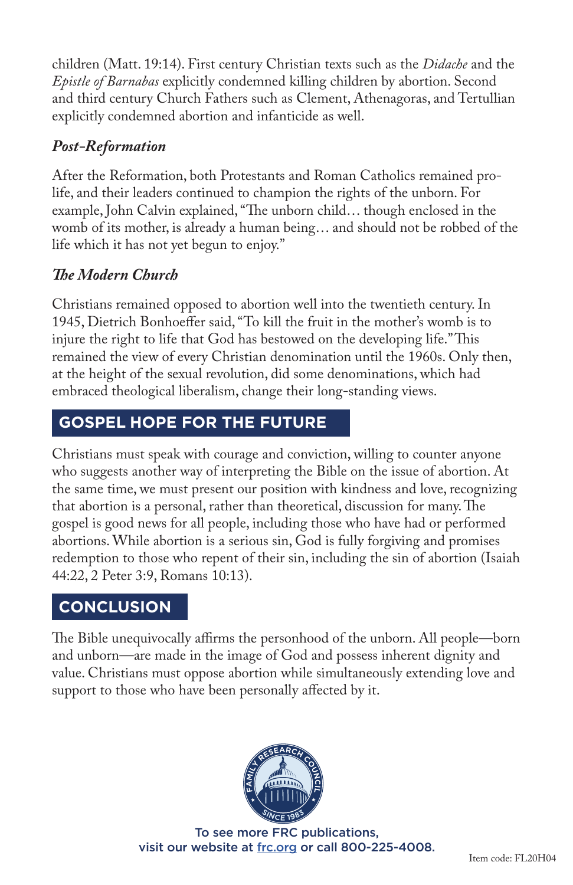children (Matt. 19:14). First century Christian texts such as the *Didache* and the *Epistle of Barnabas* explicitly condemned killing children by abortion. Second and third century Church Fathers such as Clement, Athenagoras, and Tertullian explicitly condemned abortion and infanticide as well.

### *Post-Reformation*

After the Reformation, both Protestants and Roman Catholics remained pro-life, and their leaders continued to champion the rights of the unborn. For example, John Calvin explained, "The unborn child… though enclosed in the womb of its mother, is already a human being… and should not be robbed of the life which it has not yet begun to enjoy."

### *The Modern Church*

Christians remained opposed to abortion well into the twentieth century. In 1945, Dietrich Bonhoeffer said, "To kill the fruit in the mother's womb is to injure the right to life that God has bestowed on the developing life." This remained the view of every Christian denomination until the 1960s. Only then, at the height of the sexual revolution, did some denominations, which had embraced theological liberalism, change their long-standing views.

## GOSPEL HOPE FOR THE FUTURE

Christians must speak with courage and conviction, willing to counter anyone who suggests another way of interpreting the Bible on the issue of abortion. At the same time, we must present our position with kindness and love, recognizing that abortion is a personal, rather than theoretical, discussion for many. The gospel is good news for all people, including those who have had or performed abortions. While abortion is a serious sin, God is fully forgiving and promises redemption to those who repent of their sin, including the sin of abortion (Isaiah 44:22, 2 Peter 3:9, Romans 10:13).

## CONCLUSION

The Bible unequivocally affirms the personhood of the unborn. All people—born and unborn—are made in the image of God and possess inherent dignity and value. Christians must oppose abortion while simultaneously extending love and support to those who have been personally affected by it.

FAMILY RESEARCH COUNCIL SINCE 1983

To see more FRC publications, visit our website at frc.org or call 800-225-4008.

Item code: FL20H04